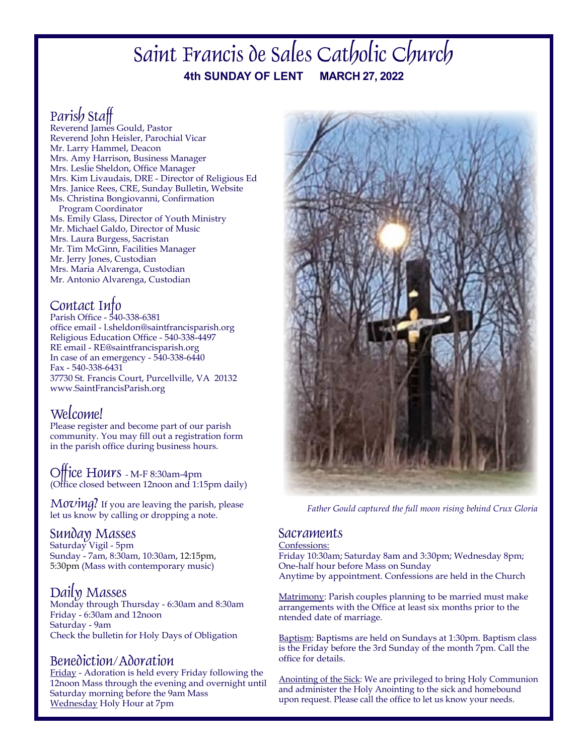# Saint Francis de Sales Catholic Church

**4th SUNDAY OF LENT MARCH 27, 2022**

## Parish Staff

Reverend James Gould, Pastor
Reverend John Heisler, Parochial Vicar
Mr. Larry Hammel, Deacon
Mrs. Amy Harrison, Business Manager
Mrs. Leslie Sheldon, Office Manager
Mrs. Kim Livaudais, DRE - Director of Religious Ed
Mrs. Janice Rees, CRE, Sunday Bulletin, Website
Ms. Christina Bongiovanni, Confirmation Program Coordinator
Ms. Emily Glass, Director of Youth Ministry
Mr. Michael Galdo, Director of Music
Mrs. Laura Burgess, Sacristan
Mr. Tim McGinn, Facilities Manager
Mr. Jerry Jones, Custodian
Mrs. Maria Alvarenga, Custodian
Mr. Antonio Alvarenga, Custodian

## Contact Info

Parish Office - 540-338-6381
office email - l.sheldon@saintfrancisparish.org
Religious Education Office - 540-338-4497
RE email - RE@saintfrancisparish.org
In case of an emergency - 540-338-6440
Fax - 540-338-6431
37730 St. Francis Court, Purcellville, VA 20132
www.SaintFrancisParish.org

## Welcome!

Please register and become part of our parish community. You may fill out a registration form in the parish office during business hours.

## Office Hours - M-F 8:30am-4pm

(Office closed between 12noon and 1:15pm daily)

**Moving?** If you are leaving the parish, please let us know by calling or dropping a note.

## Sunday Masses

Saturday Vigil - 5pm
Sunday - 7am, 8:30am, 10:30am, 12:15pm, 5:30pm (Mass with contemporary music)

## Daily Masses

Monday through Thursday - 6:30am and 8:30am
Friday - 6:30am and 12noon
Saturday - 9am
Check the bulletin for Holy Days of Obligation

## Benediction/Adoration

Friday - Adoration is held every Friday following the 12noon Mass through the evening and overnight until Saturday morning before the 9am Mass
Wednesday Holy Hour at 7pm

*Father Gould captured the full moon rising behind Crux Gloria*

## Sacraments

Confessions:
Friday 10:30am; Saturday 8am and 3:30pm; Wednesday 8pm; One-half hour before Mass on Sunday
Anytime by appointment. Confessions are held in the Church

Matrimony: Parish couples planning to be married must make arrangements with the Office at least six months prior to the ntended date of marriage.

Baptism: Baptisms are held on Sundays at 1:30pm. Baptism class is the Friday before the 3rd Sunday of the month 7pm. Call the office for details.

Anointing of the Sick: We are privileged to bring Holy Communion and administer the Holy Anointing to the sick and homebound upon request. Please call the office to let us know your needs.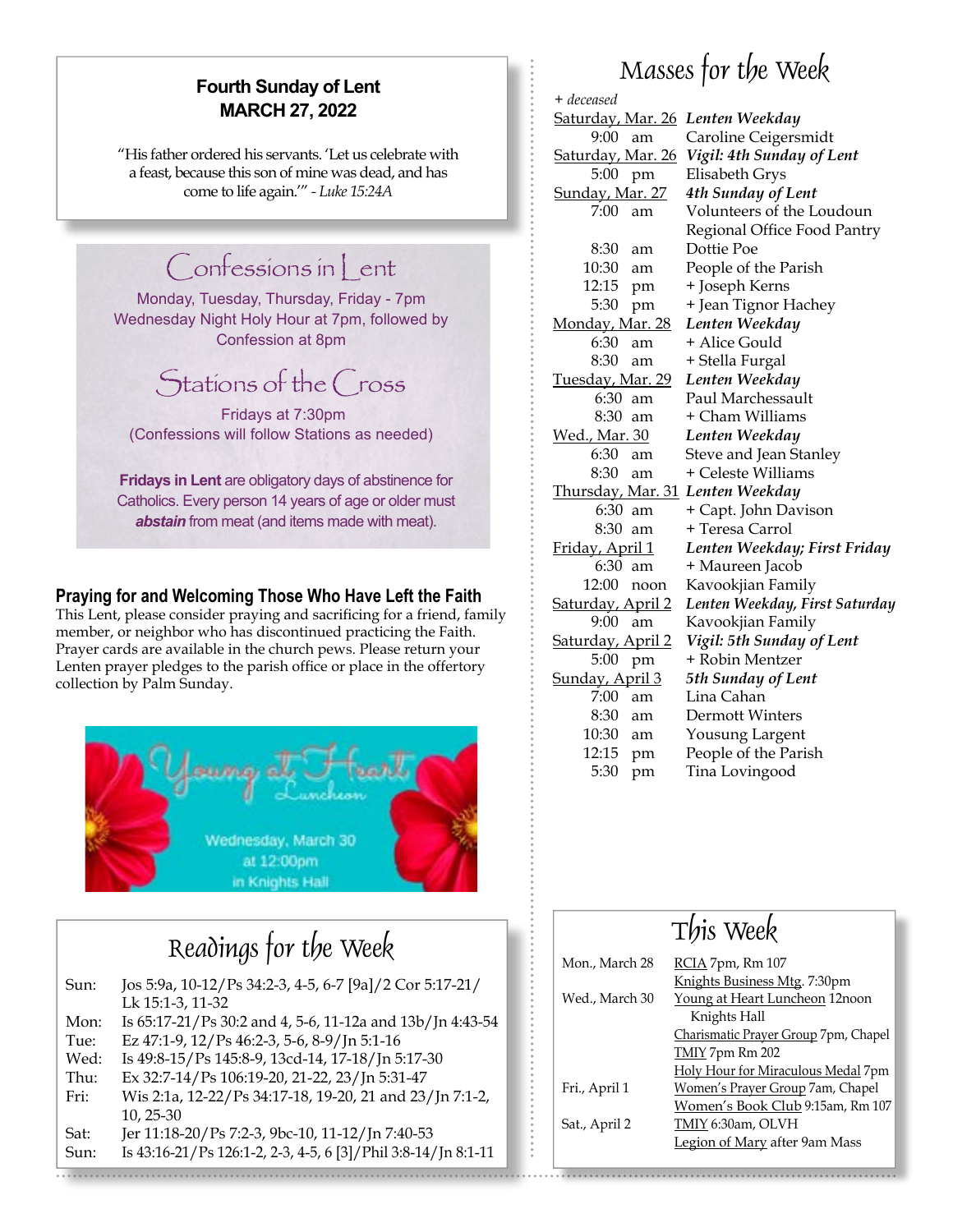## Fourth Sunday of Lent
## MARCH 27, 2022

"His father ordered his servants. 'Let us celebrate with a feast, because this son of mine was dead, and has come to life again.'" - *Luke 15:24A*

## Confessions in Lent

Monday, Tuesday, Thursday, Friday - 7pm
Wednesday Night Holy Hour at 7pm, followed by Confession at 8pm

## Stations of the Cross

Fridays at 7:30pm
(Confessions will follow Stations as needed)

**Fridays in Lent** are obligatory days of abstinence for Catholics. Every person 14 years of age or older must ***abstain*** from meat (and items made with meat).

### Praying for and Welcoming Those Who Have Left the Faith

This Lent, please consider praying and sacrificing for a friend, family member, or neighbor who has discontinued practicing the Faith. Prayer cards are available in the church pews. Please return your Lenten prayer pledges to the parish office or place in the offertory collection by Palm Sunday.

**Young at Heart Luncheon**

Wednesday, March 30
at 12:00pm
in Knights Hall

## Readings for the Week

| | |
|---|---|
| Sun: | Jos 5:9a, 10-12/Ps 34:2-3, 4-5, 6-7 [9a]/2 Cor 5:17-21/ Lk 15:1-3, 11-32 |
| Mon: | Is 65:17-21/Ps 30:2 and 4, 5-6, 11-12a and 13b/Jn 4:43-54 |
| Tue: | Ez 47:1-9, 12/Ps 46:2-3, 5-6, 8-9/Jn 5:1-16 |
| Wed: | Is 49:8-15/Ps 145:8-9, 13cd-14, 17-18/Jn 5:17-30 |
| Thu: | Ex 32:7-14/Ps 106:19-20, 21-22, 23/Jn 5:31-47 |
| Fri: | Wis 2:1a, 12-22/Ps 34:17-18, 19-20, 21 and 23/Jn 7:1-2, 10, 25-30 |
| Sat: | Jer 11:18-20/Ps 7:2-3, 9bc-10, 11-12/Jn 7:40-53 |
| Sun: | Is 43:16-21/Ps 126:1-2, 2-3, 4-5, 6 [3]/Phil 3:8-14/Jn 8:1-11 |

## Masses for the Week

*+ deceased*

| | |
|---|---|
| Saturday, Mar. 26 | ***Lenten Weekday*** |
| 9:00 am | Caroline Ceigersmidt |
| Saturday, Mar. 26 | ***Vigil: 4th Sunday of Lent*** |
| 5:00 pm | Elisabeth Grys |
| Sunday, Mar. 27 | ***4th Sunday of Lent*** |
| 7:00 am | Volunteers of the Loudoun Regional Office Food Pantry |
| 8:30 am | Dottie Poe |
| 10:30 am | People of the Parish |
| 12:15 pm | + Joseph Kerns |
| 5:30 pm | + Jean Tignor Hachey |
| Monday, Mar. 28 | ***Lenten Weekday*** |
| 6:30 am | + Alice Gould |
| 8:30 am | + Stella Furgal |
| Tuesday, Mar. 29 | ***Lenten Weekday*** |
| 6:30 am | Paul Marchessault |
| 8:30 am | + Cham Williams |
| Wed., Mar. 30 | ***Lenten Weekday*** |
| 6:30 am | Steve and Jean Stanley |
| 8:30 am | + Celeste Williams |
| Thursday, Mar. 31 | ***Lenten Weekday*** |
| 6:30 am | + Capt. John Davison |
| 8:30 am | + Teresa Carrol |
| Friday, April 1 | ***Lenten Weekday; First Friday*** |
| 6:30 am | + Maureen Jacob |
| 12:00 noon | Kavookjian Family |
| Saturday, April 2 | ***Lenten Weekday, First Saturday*** |
| 9:00 am | Kavookjian Family |
| Saturday, April 2 | ***Vigil: 5th Sunday of Lent*** |
| 5:00 pm | + Robin Mentzer |
| Sunday, April 3 | ***5th Sunday of Lent*** |
| 7:00 am | Lina Cahan |
| 8:30 am | Dermott Winters |
| 10:30 am | Yousung Largent |
| 12:15 pm | People of the Parish |
| 5:30 pm | Tina Lovingood |

## This Week

| | |
|---|---|
| Mon., March 28 | RCIA 7pm, Rm 107 |
| | Knights Business Mtg. 7:30pm |
| Wed., March 30 | Young at Heart Luncheon 12noon Knights Hall |
| | Charismatic Prayer Group 7pm, Chapel |
| | TMIY 7pm Rm 202 |
| | Holy Hour for Miraculous Medal 7pm |
| Fri., April 1 | Women's Prayer Group 7am, Chapel |
| | Women's Book Club 9:15am, Rm 107 |
| Sat., April 2 | TMIY 6:30am, OLVH |
| | Legion of Mary after 9am Mass |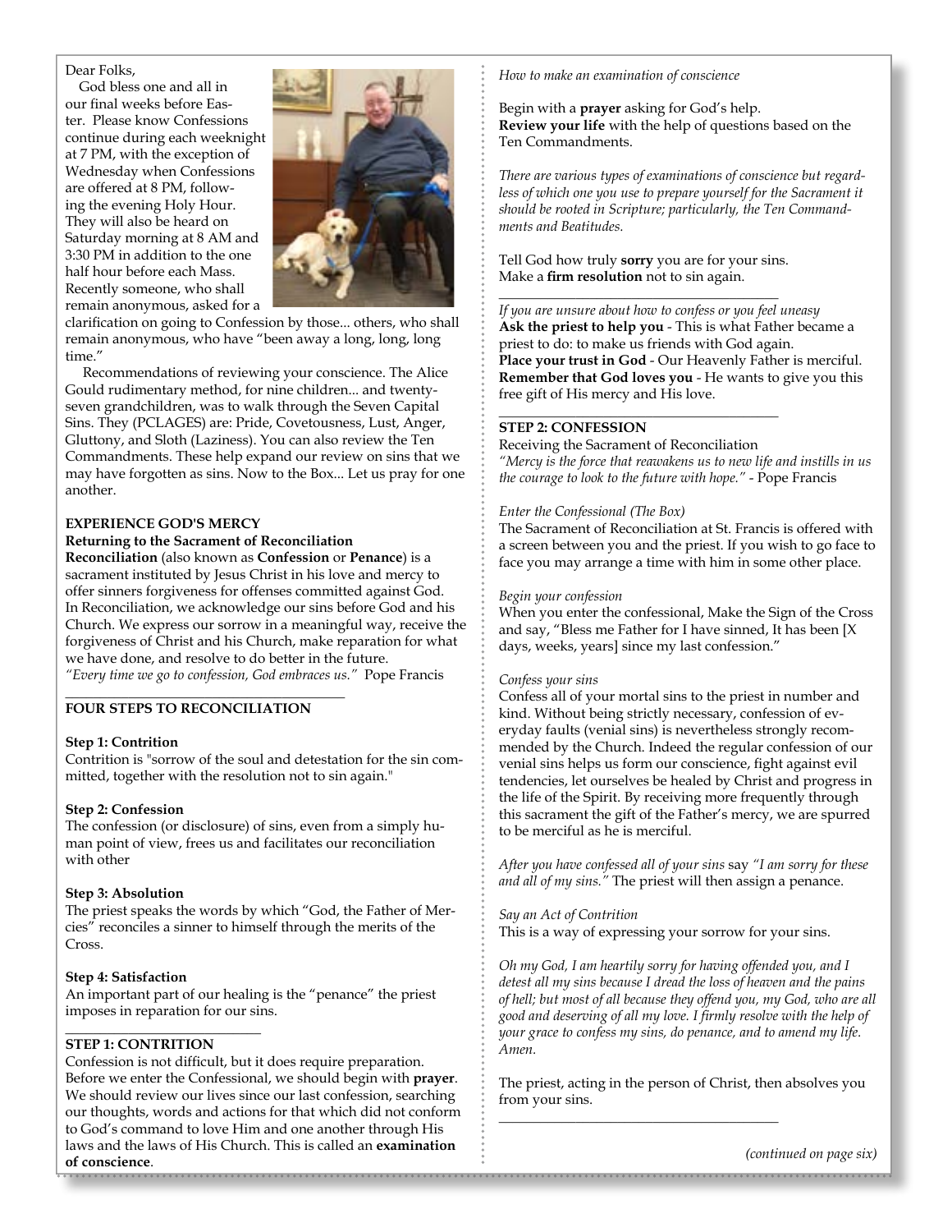Dear Folks,

God bless one and all in our final weeks before Easter. Please know Confessions continue during each weeknight at 7 PM, with the exception of Wednesday when Confessions are offered at 8 PM, following the evening Holy Hour. They will also be heard on Saturday morning at 8 AM and 3:30 PM in addition to the one half hour before each Mass. Recently someone, who shall remain anonymous, asked for a clarification on going to Confession by those... others, who shall remain anonymous, who have "been away a long, long, long time."

Recommendations of reviewing your conscience. The Alice Gould rudimentary method, for nine children... and twenty-seven grandchildren, was to walk through the Seven Capital Sins. They (PCLAGES) are: Pride, Covetousness, Lust, Anger, Gluttony, and Sloth (Laziness). You can also review the Ten Commandments. These help expand our review on sins that we may have forgotten as sins. Now to the Box... Let us pray for one another.

**EXPERIENCE GOD'S MERCY**

**Returning to the Sacrament of Reconciliation**

**Reconciliation** (also known as **Confession** or **Penance**) is a sacrament instituted by Jesus Christ in his love and mercy to offer sinners forgiveness for offenses committed against God. In Reconciliation, we acknowledge our sins before God and his Church. We express our sorrow in a meaningful way, receive the forgiveness of Christ and his Church, make reparation for what we have done, and resolve to do better in the future.

*"Every time we go to confession, God embraces us."* Pope Francis

---

**FOUR STEPS TO RECONCILIATION**

**Step 1: Contrition**

Contrition is "sorrow of the soul and detestation for the sin committed, together with the resolution not to sin again."

**Step 2: Confession**

The confession (or disclosure) of sins, even from a simply human point of view, frees us and facilitates our reconciliation with other

**Step 3: Absolution**

The priest speaks the words by which "God, the Father of Mercies" reconciles a sinner to himself through the merits of the Cross.

**Step 4: Satisfaction**

An important part of our healing is the "penance" the priest imposes in reparation for our sins.

---

**STEP 1: CONTRITION**

Confession is not difficult, but it does require preparation. Before we enter the Confessional, we should begin with **prayer**. We should review our lives since our last confession, searching our thoughts, words and actions for that which did not conform to God's command to love Him and one another through His laws and the laws of His Church. This is called an **examination of conscience**.

*How to make an examination of conscience*

Begin with a **prayer** asking for God's help.
**Review your life** with the help of questions based on the Ten Commandments.

*There are various types of examinations of conscience but regardless of which one you use to prepare yourself for the Sacrament it should be rooted in Scripture; particularly, the Ten Commandments and Beatitudes.*

Tell God how truly **sorry** you are for your sins.
Make a **firm resolution** not to sin again.

---

*If you are unsure about how to confess or you feel uneasy*
**Ask the priest to help you** - This is what Father became a priest to do: to make us friends with God again.
**Place your trust in God** - Our Heavenly Father is merciful.
**Remember that God loves you** - He wants to give you this free gift of His mercy and His love.

---

**STEP 2: CONFESSION**

Receiving the Sacrament of Reconciliation

*"Mercy is the force that reawakens us to new life and instills in us the courage to look to the future with hope."* - Pope Francis

*Enter the Confessional (The Box)*

The Sacrament of Reconciliation at St. Francis is offered with a screen between you and the priest. If you wish to go face to face you may arrange a time with him in some other place.

*Begin your confession*

When you enter the confessional, Make the Sign of the Cross and say, "Bless me Father for I have sinned, It has been [X days, weeks, years] since my last confession."

*Confess your sins*

Confess all of your mortal sins to the priest in number and kind. Without being strictly necessary, confession of everyday faults (venial sins) is nevertheless strongly recommended by the Church. Indeed the regular confession of our venial sins helps us form our conscience, fight against evil tendencies, let ourselves be healed by Christ and progress in the life of the Spirit. By receiving more frequently through this sacrament the gift of the Father's mercy, we are spurred to be merciful as he is merciful.

*After you have confessed all of your sins* say *"I am sorry for these and all of my sins."* The priest will then assign a penance.

*Say an Act of Contrition*

This is a way of expressing your sorrow for your sins.

*Oh my God, I am heartily sorry for having offended you, and I detest all my sins because I dread the loss of heaven and the pains of hell; but most of all because they offend you, my God, who are all good and deserving of all my love. I firmly resolve with the help of your grace to confess my sins, do penance, and to amend my life. Amen.*

The priest, acting in the person of Christ, then absolves you from your sins.

---

*(continued on page six)*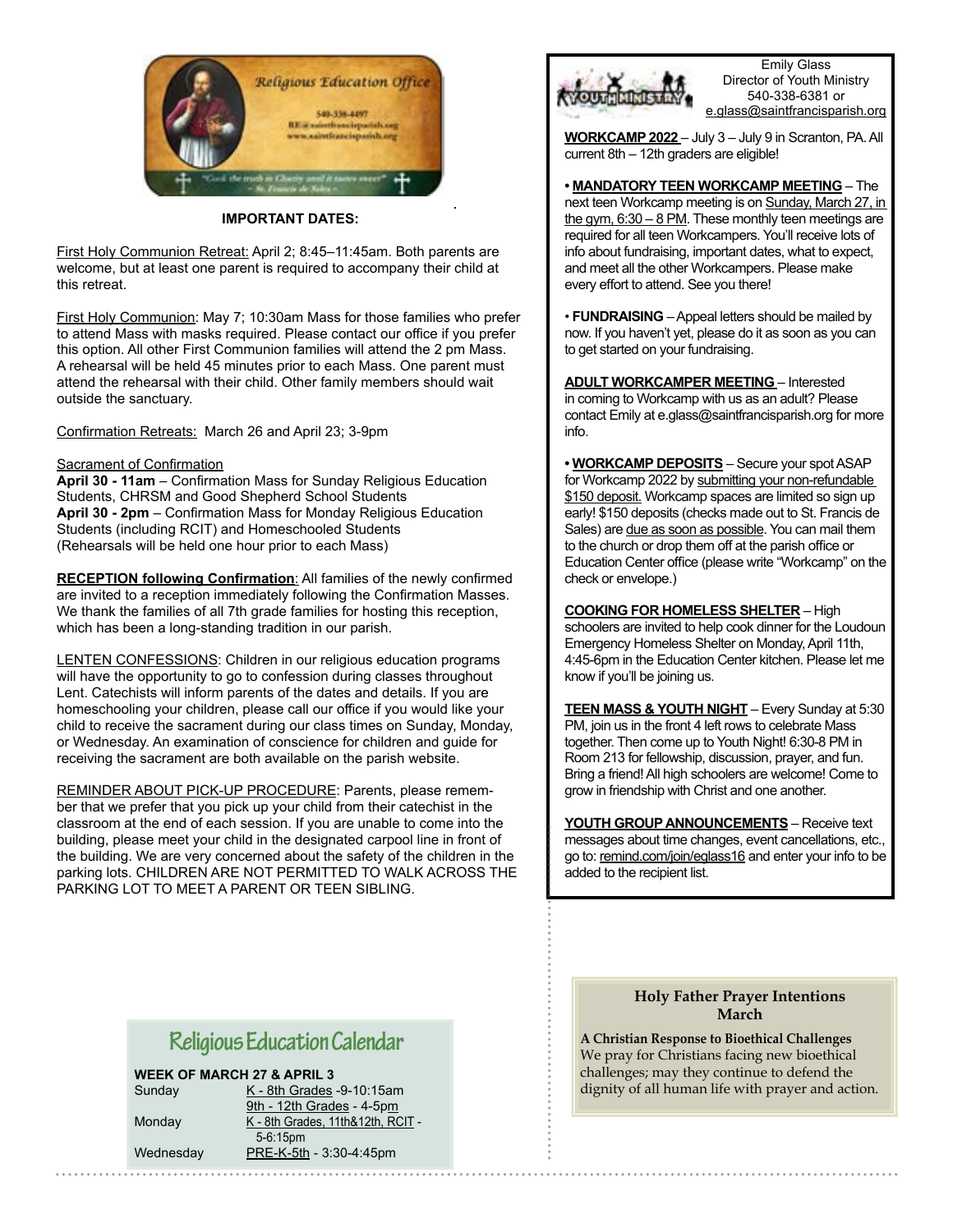Religious Education Office

540-338-4497

RE@saintfrancisparish.org

www.saintfrancisparish.org

"Cook the truth in Charity until it tastes sweet" ~ St. Francis de Sales ~

**IMPORTANT DATES:**

First Holy Communion Retreat: April 2; 8:45–11:45am. Both parents are welcome, but at least one parent is required to accompany their child at this retreat.

First Holy Communion: May 7; 10:30am Mass for those families who prefer to attend Mass with masks required. Please contact our office if you prefer this option. All other First Communion families will attend the 2 pm Mass. A rehearsal will be held 45 minutes prior to each Mass. One parent must attend the rehearsal with their child. Other family members should wait outside the sanctuary.

Confirmation Retreats: March 26 and April 23; 3-9pm

Sacrament of Confirmation

**April 30 - 11am** – Confirmation Mass for Sunday Religious Education Students, CHRSM and Good Shepherd School Students

**April 30 - 2pm** – Confirmation Mass for Monday Religious Education Students (including RCIT) and Homeschooled Students

(Rehearsals will be held one hour prior to each Mass)

**RECEPTION following Confirmation**: All families of the newly confirmed are invited to a reception immediately following the Confirmation Masses. We thank the families of all 7th grade families for hosting this reception, which has been a long-standing tradition in our parish.

LENTEN CONFESSIONS: Children in our religious education programs will have the opportunity to go to confession during classes throughout Lent. Catechists will inform parents of the dates and details. If you are homeschooling your children, please call our office if you would like your child to receive the sacrament during our class times on Sunday, Monday, or Wednesday. An examination of conscience for children and guide for receiving the sacrament are both available on the parish website.

REMINDER ABOUT PICK-UP PROCEDURE: Parents, please remember that we prefer that you pick up your child from their catechist in the classroom at the end of each session. If you are unable to come into the building, please meet your child in the designated carpool line in front of the building. We are very concerned about the safety of the children in the parking lots. CHILDREN ARE NOT PERMITTED TO WALK ACROSS THE PARKING LOT TO MEET A PARENT OR TEEN SIBLING.

## Religious Education Calendar

**WEEK OF MARCH 27 & APRIL 3**

| | |
|---|---|
| Sunday | K - 8th Grades -9-10:15am |
| | 9th - 12th Grades - 4-5pm |
| Monday | K - 8th Grades, 11th&12th, RCIT - 5-6:15pm |
| Wednesday | PRE-K-5th - 3:30-4:45pm |

YOUTH MINISTRY

Emily Glass
Director of Youth Ministry
540-338-6381 or
e.glass@saintfrancisparish.org

**WORKCAMP 2022** – July 3 – July 9 in Scranton, PA. All current 8th – 12th graders are eligible!

• **MANDATORY TEEN WORKCAMP MEETING** – The next teen Workcamp meeting is on Sunday, March 27, in the gym, 6:30 – 8 PM. These monthly teen meetings are required for all teen Workcampers. You'll receive lots of info about fundraising, important dates, what to expect, and meet all the other Workcampers. Please make every effort to attend. See you there!

• **FUNDRAISING** – Appeal letters should be mailed by now. If you haven't yet, please do it as soon as you can to get started on your fundraising.

**ADULT WORKCAMPER MEETING** – Interested in coming to Workcamp with us as an adult? Please contact Emily at e.glass@saintfrancisparish.org for more info.

• **WORKCAMP DEPOSITS** – Secure your spot ASAP for Workcamp 2022 by submitting your non-refundable $150 deposit. Workcamp spaces are limited so sign up early! $150 deposits (checks made out to St. Francis de Sales) are due as soon as possible. You can mail them to the church or drop them off at the parish office or Education Center office (please write "Workcamp" on the check or envelope.)

**COOKING FOR HOMELESS SHELTER** – High schoolers are invited to help cook dinner for the Loudoun Emergency Homeless Shelter on Monday, April 11th, 4:45-6pm in the Education Center kitchen. Please let me know if you'll be joining us.

**TEEN MASS & YOUTH NIGHT** – Every Sunday at 5:30 PM, join us in the front 4 left rows to celebrate Mass together. Then come up to Youth Night! 6:30-8 PM in Room 213 for fellowship, discussion, prayer, and fun. Bring a friend! All high schoolers are welcome! Come to grow in friendship with Christ and one another.

**YOUTH GROUP ANNOUNCEMENTS** – Receive text messages about time changes, event cancellations, etc., go to: remind.com/join/eglass16 and enter your info to be added to the recipient list.

### Holy Father Prayer Intentions
### March

**A Christian Response to Bioethical Challenges**
We pray for Christians facing new bioethical challenges; may they continue to defend the dignity of all human life with prayer and action.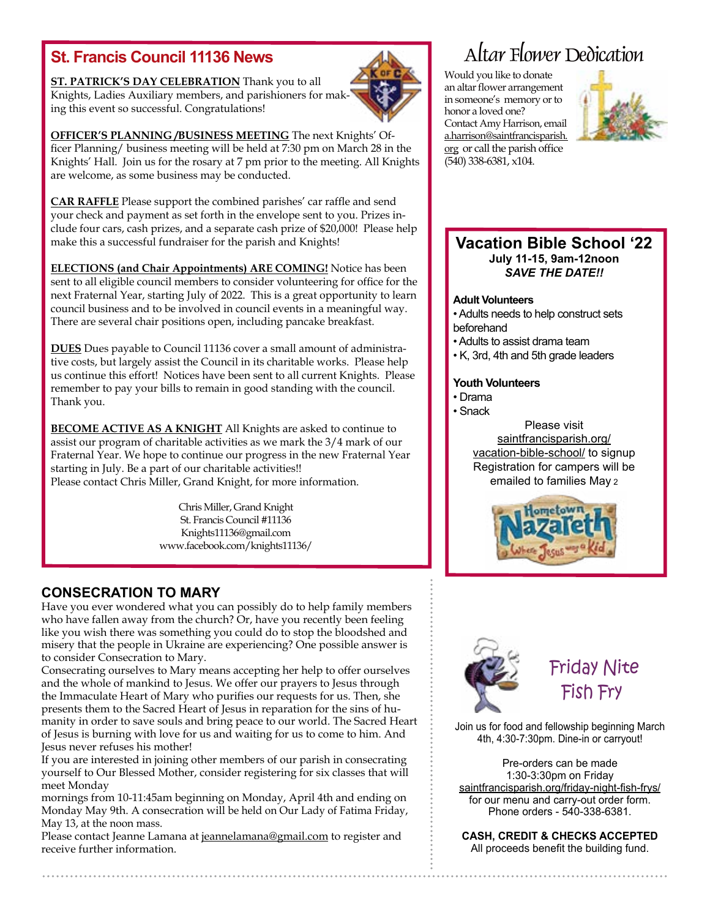## St. Francis Council 11136 News

**ST. PATRICK'S DAY CELEBRATION** Thank you to all Knights, Ladies Auxiliary members, and parishioners for making this event so successful. Congratulations!

**OFFICER'S PLANNING /BUSINESS MEETING** The next Knights' Officer Planning/ business meeting will be held at 7:30 pm on March 28 in the Knights' Hall. Join us for the rosary at 7 pm prior to the meeting. All Knights are welcome, as some business may be conducted.

**CAR RAFFLE** Please support the combined parishes' car raffle and send your check and payment as set forth in the envelope sent to you. Prizes include four cars, cash prizes, and a separate cash prize of $20,000! Please help make this a successful fundraiser for the parish and Knights!

**ELECTIONS (and Chair Appointments) ARE COMING!** Notice has been sent to all eligible council members to consider volunteering for office for the next Fraternal Year, starting July of 2022. This is a great opportunity to learn council business and to be involved in council events in a meaningful way. There are several chair positions open, including pancake breakfast.

**DUES** Dues payable to Council 11136 cover a small amount of administrative costs, but largely assist the Council in its charitable works. Please help us continue this effort! Notices have been sent to all current Knights. Please remember to pay your bills to remain in good standing with the council. Thank you.

**BECOME ACTIVE AS A KNIGHT** All Knights are asked to continue to assist our program of charitable activities as we mark the 3/4 mark of our Fraternal Year. We hope to continue our progress in the new Fraternal Year starting in July. Be a part of our charitable activities!!
Please contact Chris Miller, Grand Knight, for more information.

Chris Miller, Grand Knight
St. Francis Council #11136
Knights11136@gmail.com
www.facebook.com/knights11136/

## Altar Flower Dedication

Would you like to donate an altar flower arrangement in someone's memory or to honor a loved one? Contact Amy Harrison, email a.harrison@saintfrancisparish.org or call the parish office (540) 338-6381, x104.

## Vacation Bible School '22

**July 11-15, 9am-12noon**
***SAVE THE DATE!!***

**Adult Volunteers**
- Adults needs to help construct sets beforehand
- Adults to assist drama team
- K, 3rd, 4th and 5th grade leaders

**Youth Volunteers**
- Drama
- Snack

Please visit saintfrancisparish.org/vacation-bible-school/ to signup
Registration for campers will be emailed to families May 2

## CONSECRATION TO MARY

Have you ever wondered what you can possibly do to help family members who have fallen away from the church? Or, have you recently been feeling like you wish there was something you could do to stop the bloodshed and misery that the people in Ukraine are experiencing? One possible answer is to consider Consecration to Mary.

Consecrating ourselves to Mary means accepting her help to offer ourselves and the whole of mankind to Jesus. We offer our prayers to Jesus through the Immaculate Heart of Mary who purifies our requests for us. Then, she presents them to the Sacred Heart of Jesus in reparation for the sins of humanity in order to save souls and bring peace to our world. The Sacred Heart of Jesus is burning with love for us and waiting for us to come to him. And Jesus never refuses his mother!

If you are interested in joining other members of our parish in consecrating yourself to Our Blessed Mother, consider registering for six classes that will meet Monday mornings from 10-11:45am beginning on Monday, April 4th and ending on Monday May 9th. A consecration will be held on Our Lady of Fatima Friday, May 13, at the noon mass.

Please contact Jeanne Lamana at jeannelamana@gmail.com to register and receive further information.

## Friday Nite Fish Fry

Join us for food and fellowship beginning March 4th, 4:30-7:30pm. Dine-in or carryout!

Pre-orders can be made 1:30-3:30pm on Friday saintfrancisparish.org/friday-night-fish-frys/ for our menu and carry-out order form. Phone orders - 540-338-6381.

**CASH, CREDIT & CHECKS ACCEPTED**
All proceeds benefit the building fund.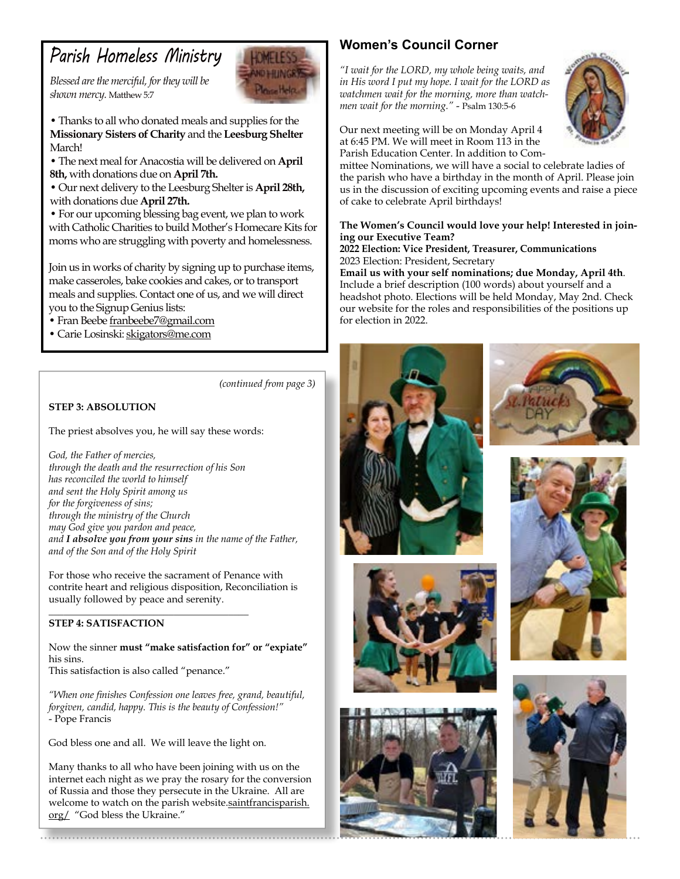## Parish Homeless Ministry

*Blessed are the merciful, for they will be shown mercy.* Matthew 5:7

- Thanks to all who donated meals and supplies for the **Missionary Sisters of Charity** and the **Leesburg Shelter** March!
- The next meal for Anacostia will be delivered on **April 8th,** with donations due on **April 7th.**
- Our next delivery to the Leesburg Shelter is **April 28th,** with donations due **April 27th.**
- For our upcoming blessing bag event, we plan to work with Catholic Charities to build Mother's Homecare Kits for moms who are struggling with poverty and homelessness.

Join us in works of charity by signing up to purchase items, make casseroles, bake cookies and cakes, or to transport meals and supplies. Contact one of us, and we will direct you to the Signup Genius lists:

- Fran Beebe franbeebe7@gmail.com
- Carie Losinski: skigators@me.com

*(continued from page 3)*

**STEP 3: ABSOLUTION**

The priest absolves you, he will say these words:

*God, the Father of mercies,*
*through the death and the resurrection of his Son*
*has reconciled the world to himself*
*and sent the Holy Spirit among us*
*for the forgiveness of sins;*
*through the ministry of the Church*
*may God give you pardon and peace,*
*and* ***I absolve you from your sins*** *in the name of the Father,*
*and of the Son and of the Holy Spirit*

For those who receive the sacrament of Penance with contrite heart and religious disposition, Reconciliation is usually followed by peace and serenity.

**STEP 4: SATISFACTION**

Now the sinner **must "make satisfaction for" or "expiate"** his sins.
This satisfaction is also called "penance."

*"When one finishes Confession one leaves free, grand, beautiful, forgiven, candid, happy. This is the beauty of Confession!"*
- Pope Francis

God bless one and all. We will leave the light on.

Many thanks to all who have been joining with us on the internet each night as we pray the rosary for the conversion of Russia and those they persecute in the Ukraine. All are welcome to watch on the parish website.saintfrancisparish.org/ "God bless the Ukraine."

## Women's Council Corner

*"I wait for the LORD, my whole being waits, and in His word I put my hope. I wait for the LORD as watchmen wait for the morning, more than watchmen wait for the morning."* - Psalm 130:5-6

Our next meeting will be on Monday April 4 at 6:45 PM. We will meet in Room 113 in the Parish Education Center. In addition to Committee Nominations, we will have a social to celebrate ladies of the parish who have a birthday in the month of April. Please join us in the discussion of exciting upcoming events and raise a piece of cake to celebrate April birthdays!

**The Women's Council would love your help! Interested in joining our Executive Team?**
**2022 Election: Vice President, Treasurer, Communications**
2023 Election: President, Secretary
**Email us with your self nominations; due Monday, April 4th**. Include a brief description (100 words) about yourself and a headshot photo. Elections will be held Monday, May 2nd. Check our website for the roles and responsibilities of the positions up for election in 2022.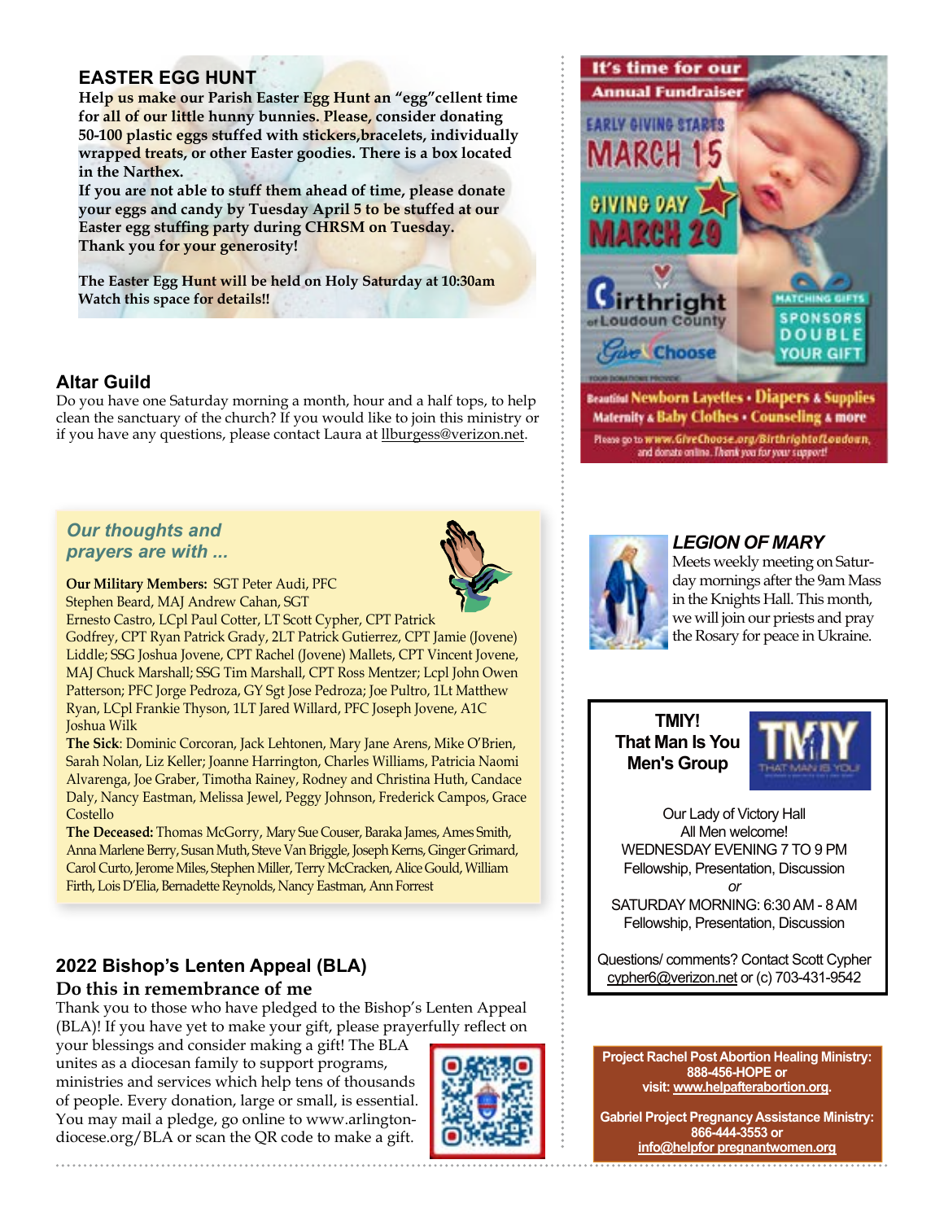## EASTER EGG HUNT

**Help us make our Parish Easter Egg Hunt an "egg"cellent time for all of our little hunny bunnies. Please, consider donating 50-100 plastic eggs stuffed with stickers,bracelets, individually wrapped treats, or other Easter goodies. There is a box located in the Narthex.**

**If you are not able to stuff them ahead of time, please donate your eggs and candy by Tuesday April 5 to be stuffed at our Easter egg stuffing party during CHRSM on Tuesday.**

**Thank you for your generosity!**

**The Easter Egg Hunt will be held on Holy Saturday at 10:30am Watch this space for details!!**

## Altar Guild

Do you have one Saturday morning a month, hour and a half tops, to help clean the sanctuary of the church? If you would like to join this ministry or if you have any questions, please contact Laura at llburgess@verizon.net.

## *Our thoughts and prayers are with ...*

**Our Military Members:** SGT Peter Audi, PFC Stephen Beard, MAJ Andrew Cahan, SGT Ernesto Castro, LCpl Paul Cotter, LT Scott Cypher, CPT Patrick Godfrey, CPT Ryan Patrick Grady, 2LT Patrick Gutierrez, CPT Jamie (Jovene) Liddle; SSG Joshua Jovene, CPT Rachel (Jovene) Mallets, CPT Vincent Jovene, MAJ Chuck Marshall; SSG Tim Marshall, CPT Ross Mentzer; Lcpl John Owen Patterson; PFC Jorge Pedroza, GY Sgt Jose Pedroza; Joe Pultro, 1Lt Matthew Ryan, LCpl Frankie Thyson, 1LT Jared Willard, PFC Joseph Jovene, A1C Joshua Wilk

**The Sick**: Dominic Corcoran, Jack Lehtonen, Mary Jane Arens, Mike O'Brien, Sarah Nolan, Liz Keller; Joanne Harrington, Charles Williams, Patricia Naomi Alvarenga, Joe Graber, Timotha Rainey, Rodney and Christina Huth, Candace Daly, Nancy Eastman, Melissa Jewel, Peggy Johnson, Frederick Campos, Grace Costello

**The Deceased:** Thomas McGorry, Mary Sue Couser, Baraka James, Ames Smith, Anna Marlene Berry, Susan Muth, Steve Van Briggle, Joseph Kerns, Ginger Grimard, Carol Curto, Jerome Miles, Stephen Miller, Terry McCracken, Alice Gould, William Firth, Lois D'Elia, Bernadette Reynolds, Nancy Eastman, Ann Forrest

## 2022 Bishop's Lenten Appeal (BLA)

### Do this in remembrance of me

Thank you to those who have pledged to the Bishop's Lenten Appeal (BLA)! If you have yet to make your gift, please prayerfully reflect on your blessings and consider making a gift! The BLA unites as a diocesan family to support programs, ministries and services which help tens of thousands of people. Every donation, large or small, is essential. You may mail a pledge, go online to www.arlington-diocese.org/BLA or scan the QR code to make a gift.

---

**It's time for our Annual Fundraiser**

EARLY GIVING STARTS MARCH 15

GIVING DAY MARCH 29

Birthright of Loudoun County

Give Choose

MATCHING GIFTS SPONSORS DOUBLE YOUR GIFT

YOUR DONATIONS PROVIDE Beautiful Newborn Layettes • Diapers & Supplies Maternity & Baby Clothes • Counseling & more

Please go to www.GiveChoose.org/BirthrightofLoudoun, and donate online. Thank you for your support!

## *LEGION OF MARY*

Meets weekly meeting on Saturday mornings after the 9am Mass in the Knights Hall. This month, we will join our priests and pray the Rosary for peace in Ukraine.

## TMIY! That Man Is You Men's Group

Our Lady of Victory Hall
All Men welcome!
WEDNESDAY EVENING 7 TO 9 PM
Fellowship, Presentation, Discussion
*or*
SATURDAY MORNING: 6:30 AM - 8 AM
Fellowship, Presentation, Discussion

Questions/ comments? Contact Scott Cypher cypher6@verizon.net or (c) 703-431-9542

**Project Rachel Post Abortion Healing Ministry: 888-456-HOPE or visit: www.helpafterabortion.org.**

**Gabriel Project Pregnancy Assistance Ministry: 866-444-3553 or info@helpfor pregnantwomen.org**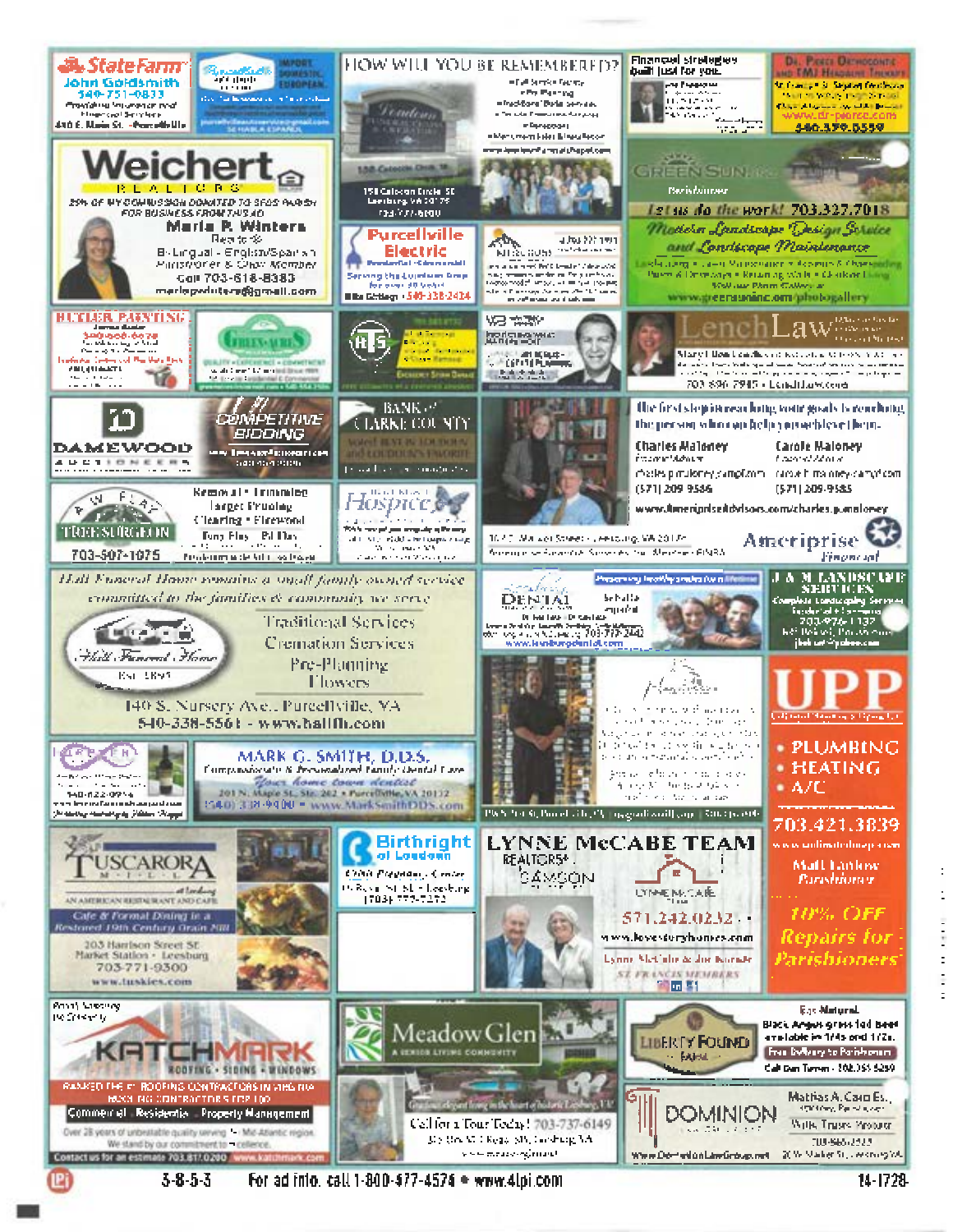**State Farm**
John Goldsmith
540-751-0833
Providing Insurance and Financial Services
440 E. Main St. • Purcellville

IMPORT DOMESTIC EUROPEAN
SE HABLA ESPAÑOL

## HOW WILL YOU BE REMEMBERED?

• Full Service Facility
• Pre-Planning
• Traditional Burial Services
• Cremation Services
• Reception
• Monument Sales & Inscription

158 Catoctin Circle SE
Leesburg, VA 20175
703-777-6000

Financial strategies built just for you.

Dr. Pierce Orthodontic and TMJ Headache Therapy
www.dr-pierce.com
540-338-5559

# Weichert
REALTORS
25% OF MY COMMISSION DONATED TO SFDS PARISH FOR BUSINESS FROM THIS AD
**Maria P. Winters**
Realtor®
Bi-Lingual - English/Spanish
Parishioner & Choir Member
Cell 703-618-8383
mariapwinters@gmail.com

**Purcellville Electric**
Residential • Commercial
Serving the Loudoun Area for over 40 years
540-338-2424

GREEN SUN
Parishioner
Let us do the work! 703.327.7018
*Modern Landscape Design Service and Landscape Maintenance*
www.greensuninc.com/photogallery

BUTLER PAINTING

GREEN ACRES
QUALITY • EXPERIENCE • COMMITMENT

LenchLaw
703-896-7945 • LenchLaw.com

DAMEWOOD AUCTIONEERS
COMPETITIVE BIDDING

BANK of CLARKE COUNTY

The first step in reaching your goals is reaching the person who can help you achieve them.

Charles Maloney
Financial Advisor
charles.p.maloney@ampf.com
(571) 209-9586

Carole Maloney
Financial Advisor
carole.h.maloney@ampf.com
(571) 209-9585

www.ameripriseadvisors.com/charles.p.maloney
Ameriprise Financial

W FLAY TREE SURGEON
703-507-1075
Removal • Trimming
Large Pruning
Clearing • Firewood
Tony Flay • Ed Flay

Hospice

*Hall Funeral Home remains a small family owned service committed to the families & community we serve*
Hall Funeral Home
Est. 1895
Traditional Services
Cremation Services
Pre-Planning
Flowers
140 S. Nursery Ave., Purcellville, VA
540-338-5561 - www.hallfh.com

DENTAL
Preserving healthy smiles for a lifetime
703-777-2442
www.loudoundental.com

J & M LANDSCAPE SERVICES
Complete Landscaping Services
703-976-1132

UPP
• PLUMBING
• HEATING
• A/C
703.421.3839
Matt Lanlow
Parishioner
*10% OFF Repairs for Parishioners*

MARK G. SMITH, D.D.S.
Compassionate & Personalized Family Dental Care
*Your home town dentist*
201 N. Maple St., Ste. 202 • Purcellville, VA 20132
(540) 338-9400 • www.MarkSmithDDS.com

540-822-9914

TUSCARORA MILL
AN AMERICAN RESTAURANT AND CAFE
Cafe & Formal Dining in a Restored 19th Century Grain Mill
203 Harrison Street SE
Market Station • Leesburg
703-771-9300
www.tuskies.com

Birthright of Loudoun
Crisis Pregnancy Center
(703) 777-7272

LYNNE McCABE TEAM
REALTORS®
SAMSON
571.242.0232
www.lovestoryhomes.com
Lynne McCabe & Joe Kornder
ST FRANCIS MEMBERS

KATCHMARK
ROOFING • SIDING • WINDOWS
RANKED THE #1 ROOFING CONTRACTORS IN VIRGINIA
Commercial • Residential • Property Management
Over 28 years of unbeatable quality serving the Mid-Atlantic region.
We stand by our commitment to excellence.
Contact us for an estimate 703.817.0200 www.katchmark.com

MeadowGlen
A SENIOR LIVING COMMUNITY
Call for a Tour Today! 703-737-6149

LIBERTY FOUND FARM
Eat Natural
Black Angus grass fed beef available in 1/4s and 1/2s.
Free Delivery to Parishioners

DOMINION
Mathias A. Cairo Esq.
Wills Trusts Probate
www.DominionLawGroup.net

5-8-5-3 For ad info. call 1-800-477-4574 • www.4lpi.com 14-1728